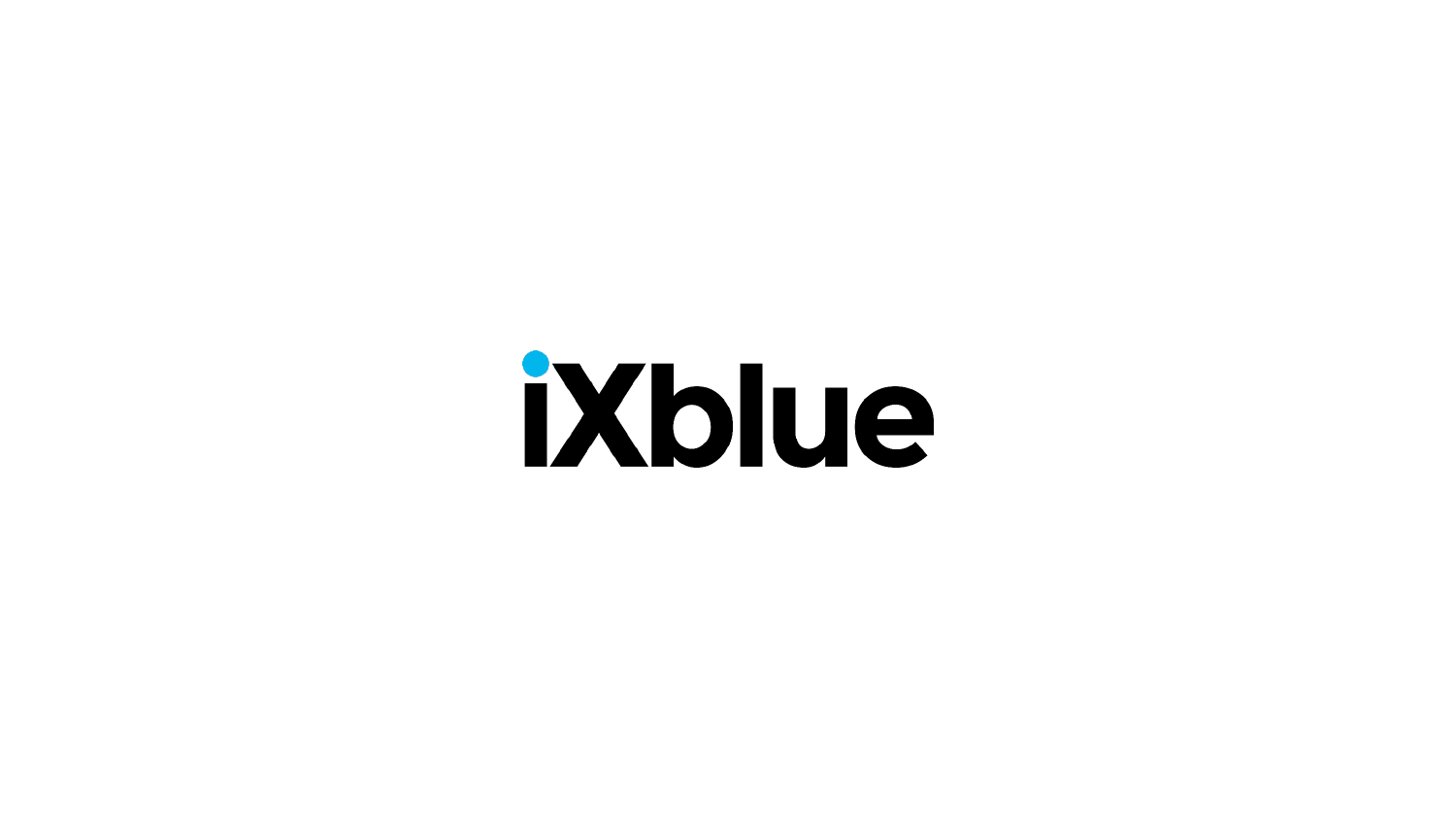iXblue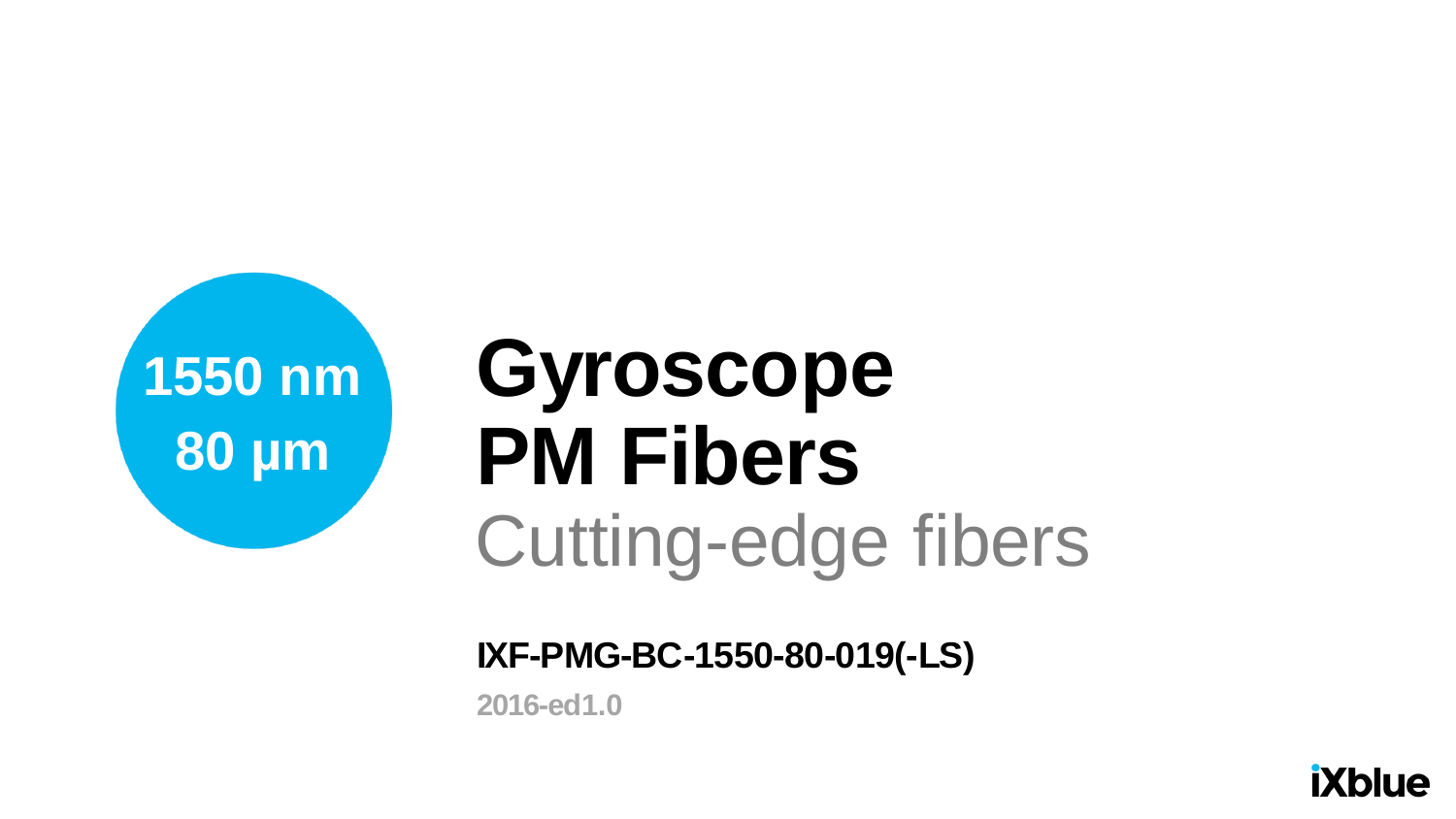**1550 nm**
**80 µm**

# Gyroscope PM Fibers

Cutting-edge fibers

**IXF-PMG-BC-1550-80-019(-LS)**

**2016-ed1.0**

iXblue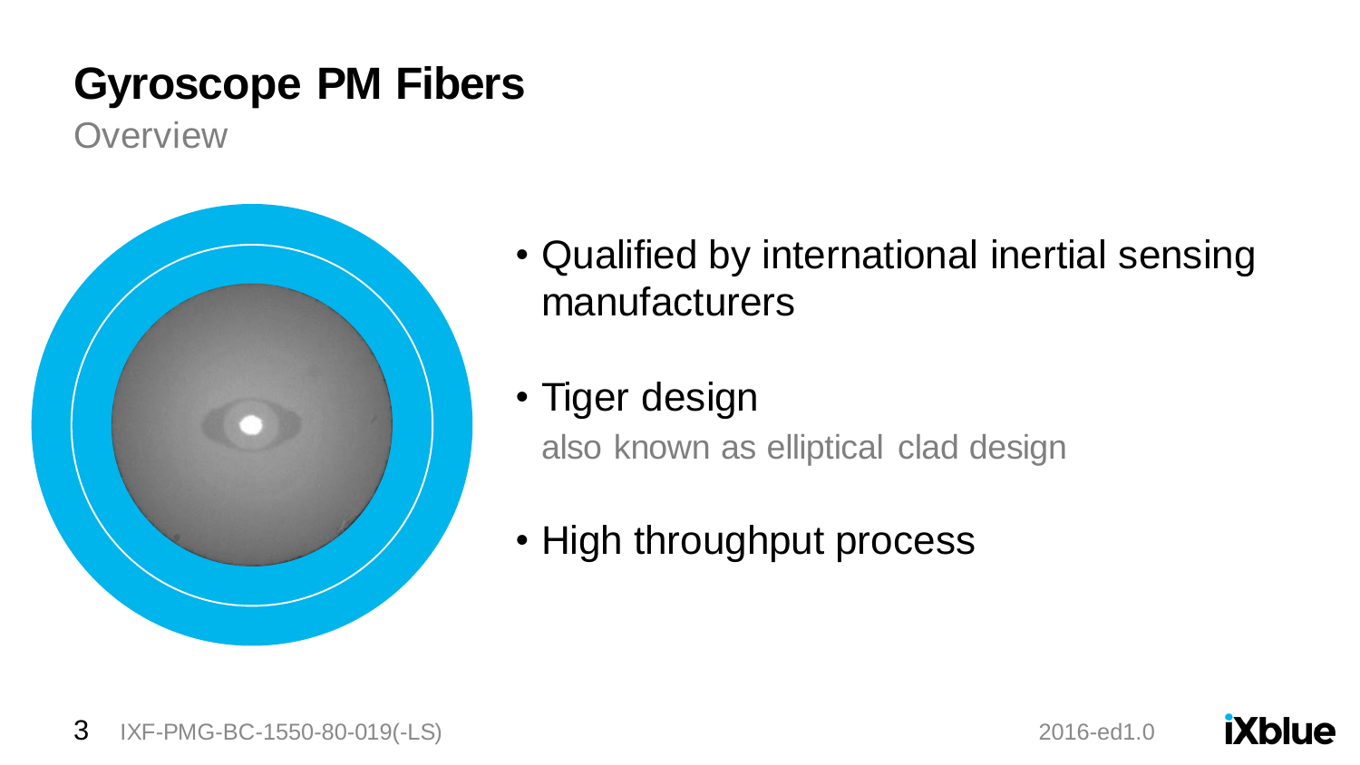# Gyroscope PM Fibers

Overview

- Qualified by international inertial sensing manufacturers
- Tiger design
  also known as elliptical clad design
- High throughput process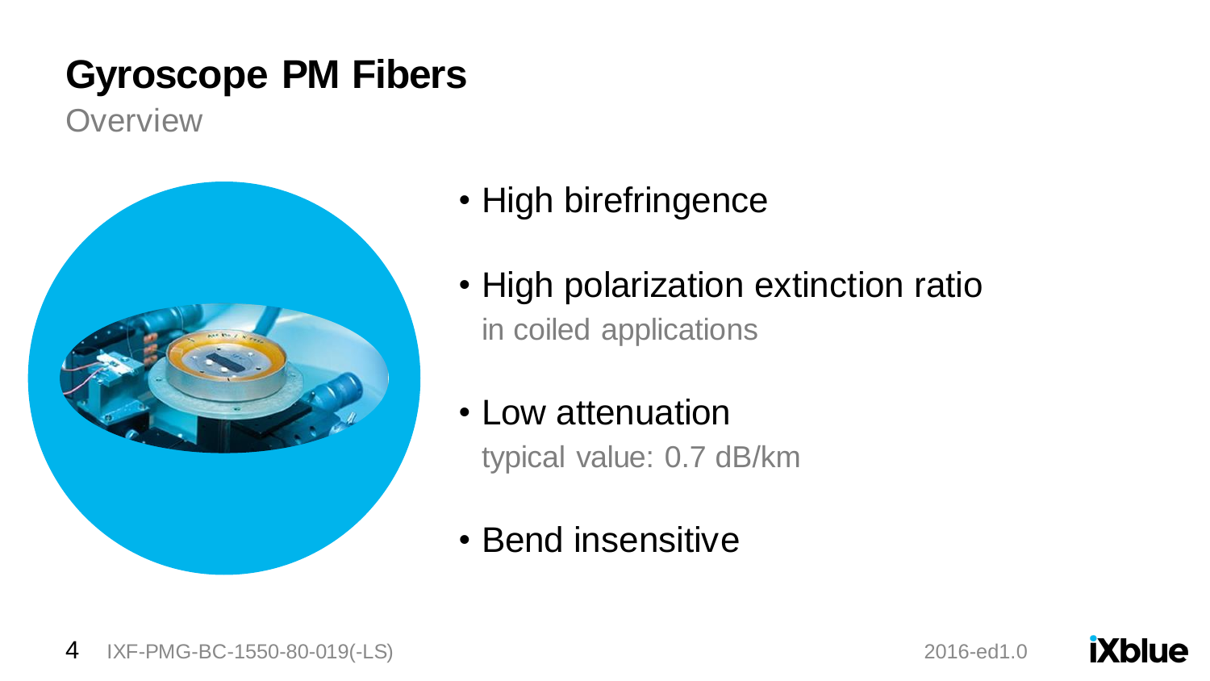# Gyroscope PM Fibers

## Overview

- High birefringence
- High polarization extinction ratio
  in coiled applications
- Low attenuation
  typical value: 0.7 dB/km
- Bend insensitive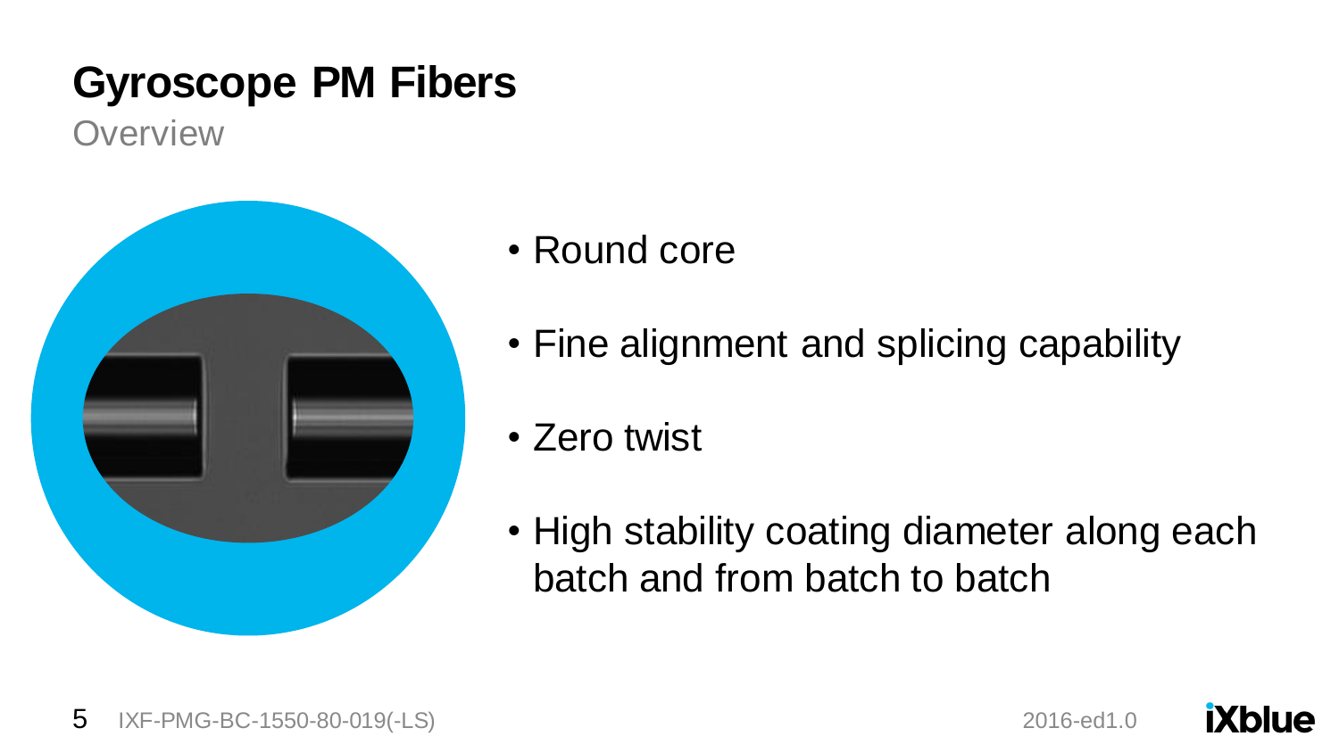# Gyroscope PM Fibers

## Overview

- Round core
- Fine alignment and splicing capability
- Zero twist
- High stability coating diameter along each batch and from batch to batch

IXF-PMG-BC-1550-80-019(-LS)

2016-ed1.0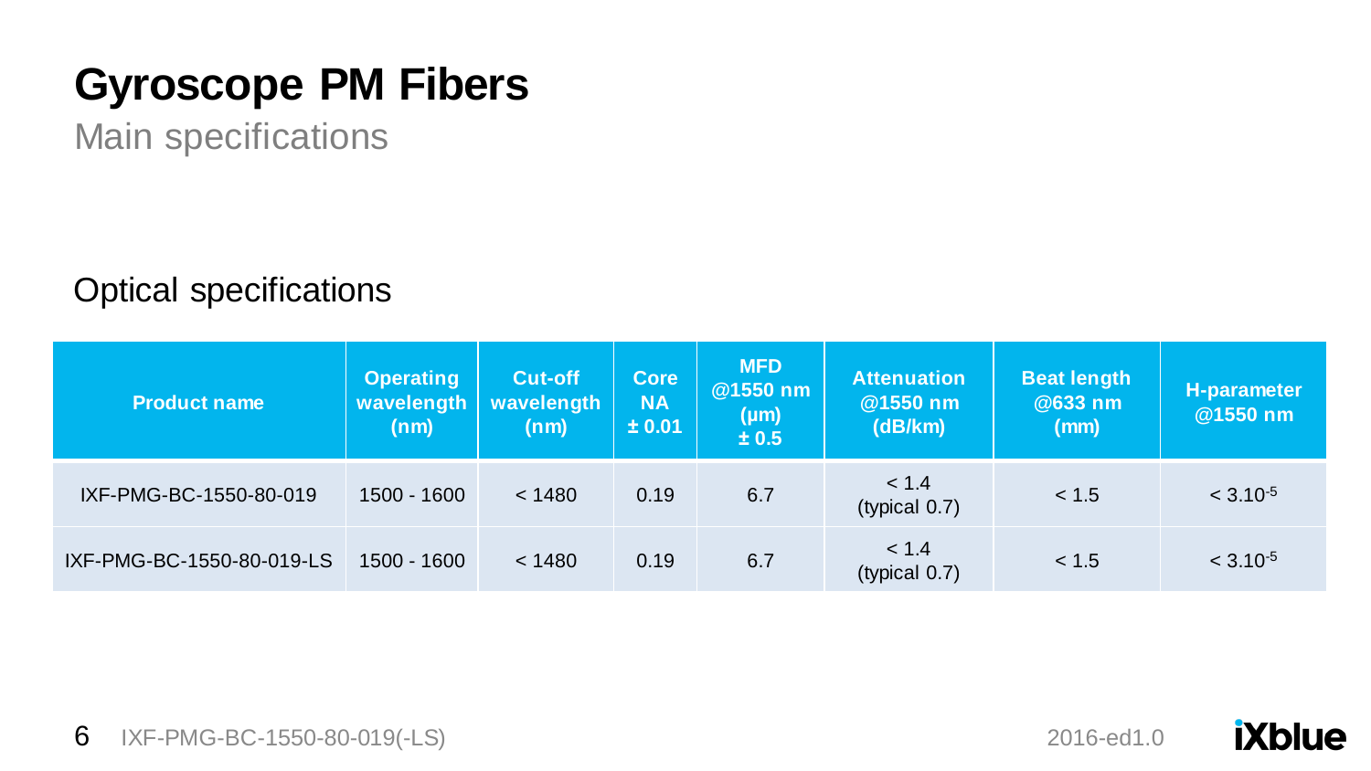# Gyroscope PM Fibers

Main specifications

## Optical specifications

| Product name | Operating wavelength (nm) | Cut-off wavelength (nm) | Core NA ± 0.01 | MFD @1550 nm (µm) ± 0.5 | Attenuation @1550 nm (dB/km) | Beat length @633 nm (mm) | H-parameter @1550 nm |
|---|---|---|---|---|---|---|---|
| IXF-PMG-BC-1550-80-019 | 1500 - 1600 | < 1480 | 0.19 | 6.7 | < 1.4 (typical 0.7) | < 1.5 | $< 3.10^{-5}$ |
| IXF-PMG-BC-1550-80-019-LS | 1500 - 1600 | < 1480 | 0.19 | 6.7 | < 1.4 (typical 0.7) | < 1.5 | $< 3.10^{-5}$ |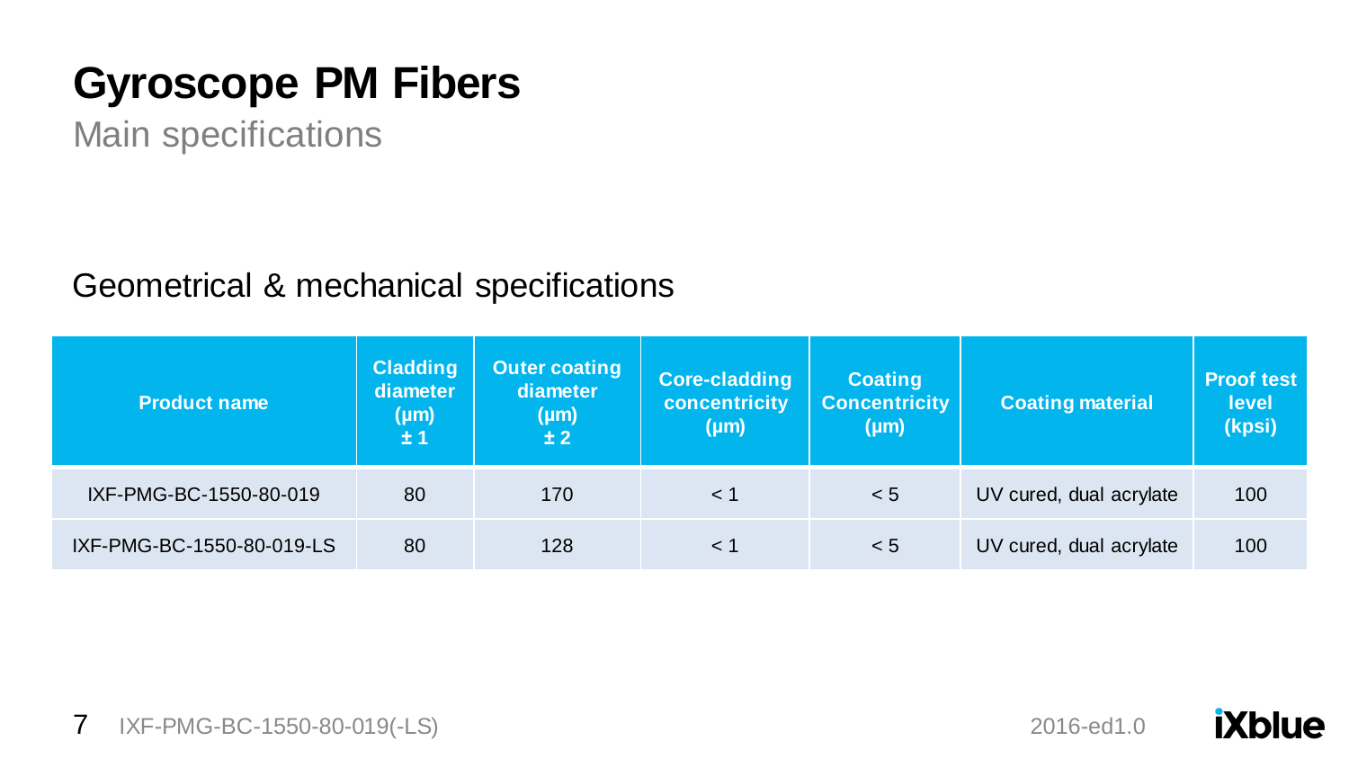# Gyroscope PM Fibers

Main specifications

## Geometrical & mechanical specifications

| Product name | Cladding diameter (µm) ± 1 | Outer coating diameter (µm) ± 2 | Core-cladding concentricity (µm) | Coating Concentricity (µm) | Coating material | Proof test level (kpsi) |
|---|---|---|---|---|---|---|
| IXF-PMG-BC-1550-80-019 | 80 | 170 | < 1 | < 5 | UV cured, dual acrylate | 100 |
| IXF-PMG-BC-1550-80-019-LS | 80 | 128 | < 1 | < 5 | UV cured, dual acrylate | 100 |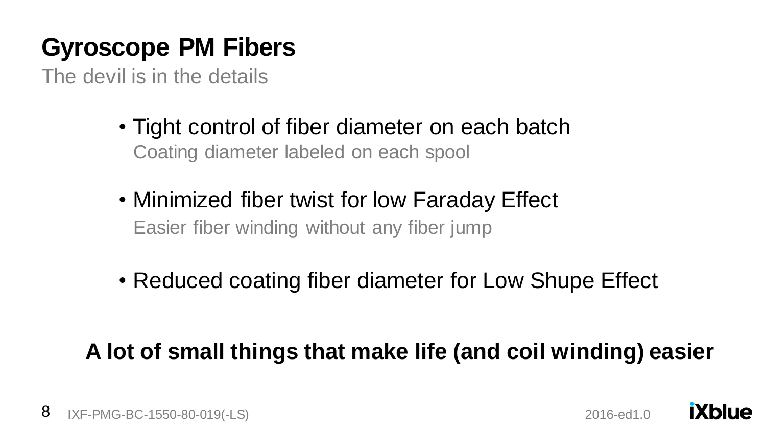# Gyroscope PM Fibers

The devil is in the details

- Tight control of fiber diameter on each batch
  Coating diameter labeled on each spool
- Minimized fiber twist for low Faraday Effect
  Easier fiber winding without any fiber jump
- Reduced coating fiber diameter for Low Shupe Effect

**A lot of small things that make life (and coil winding) easier**

IXF-PMG-BC-1550-80-019(-LS)

2016-ed1.0

iXblue